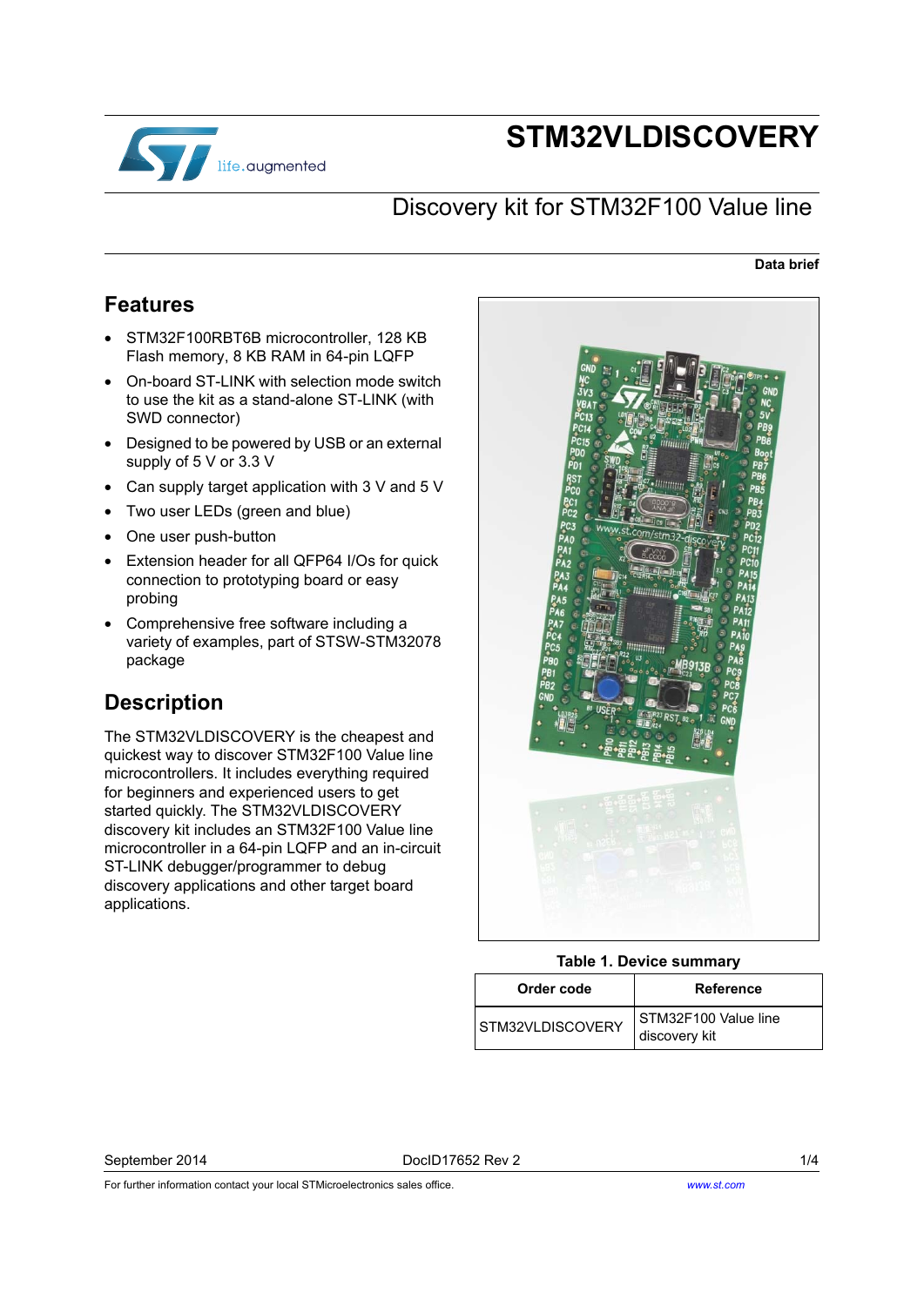# STM32VLDISCOVERY

## Discovery kit for STM32F100 Value line

**Data brief**

## Features

- STM32F100RBT6B microcontroller, 128 KB Flash memory, 8 KB RAM in 64-pin LQFP
- On-board ST-LINK with selection mode switch to use the kit as a stand-alone ST-LINK (with SWD connector)
- Designed to be powered by USB or an external supply of 5 V or 3.3 V
- Can supply target application with 3 V and 5 V
- Two user LEDs (green and blue)
- One user push-button
- Extension header for all QFP64 I/Os for quick connection to prototyping board or easy probing
- Comprehensive free software including a variety of examples, part of STSW-STM32078 package

## Description

The STM32VLDISCOVERY is the cheapest and quickest way to discover STM32F100 Value line microcontrollers. It includes everything required for beginners and experienced users to get started quickly. The STM32VLDISCOVERY discovery kit includes an STM32F100 Value line microcontroller in a 64-pin LQFP and an in-circuit ST-LINK debugger/programmer to debug discovery applications and other target board applications.

**Table 1. Device summary**

| Order code | Reference |
| --- | --- |
| STM32VLDISCOVERY | STM32F100 Value line discovery kit |

September 2014 DocID17652 Rev 2

For further information contact your local STMicroelectronics sales office. www.st.com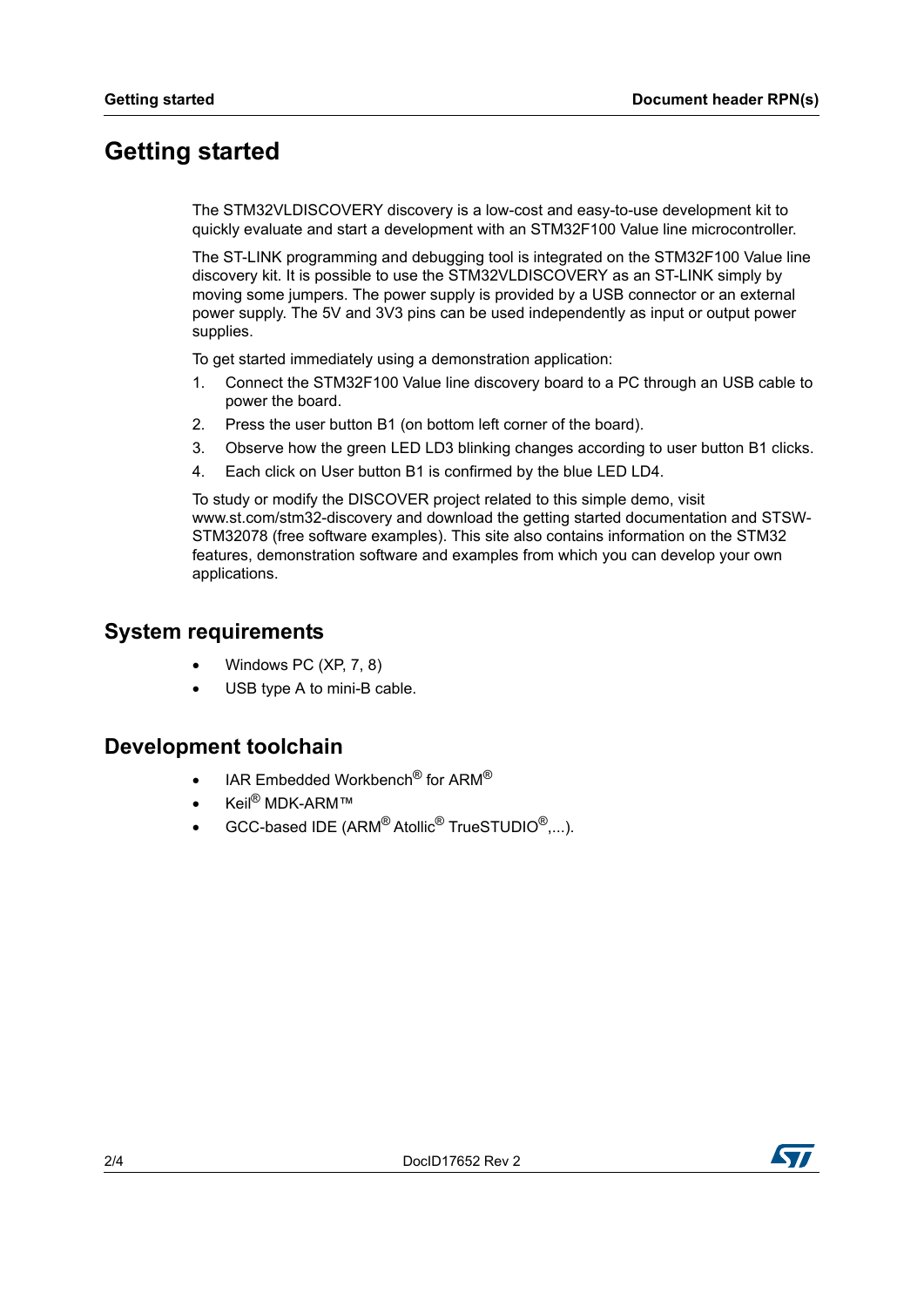# Getting started

The STM32VLDISCOVERY discovery is a low-cost and easy-to-use development kit to quickly evaluate and start a development with an STM32F100 Value line microcontroller.

The ST-LINK programming and debugging tool is integrated on the STM32F100 Value line discovery kit. It is possible to use the STM32VLDISCOVERY as an ST-LINK simply by moving some jumpers. The power supply is provided by a USB connector or an external power supply. The 5V and 3V3 pins can be used independently as input or output power supplies.

To get started immediately using a demonstration application:

1. Connect the STM32F100 Value line discovery board to a PC through an USB cable to power the board.
2. Press the user button B1 (on bottom left corner of the board).
3. Observe how the green LED LD3 blinking changes according to user button B1 clicks.
4. Each click on User button B1 is confirmed by the blue LED LD4.

To study or modify the DISCOVER project related to this simple demo, visit www.st.com/stm32-discovery and download the getting started documentation and STSW-STM32078 (free software examples). This site also contains information on the STM32 features, demonstration software and examples from which you can develop your own applications.

## System requirements

- Windows PC (XP, 7, 8)
- USB type A to mini-B cable.

## Development toolchain

- IAR Embedded Workbench® for ARM®
- Keil® MDK-ARM™
- GCC-based IDE (ARM® Atollic® TrueSTUDIO®,...).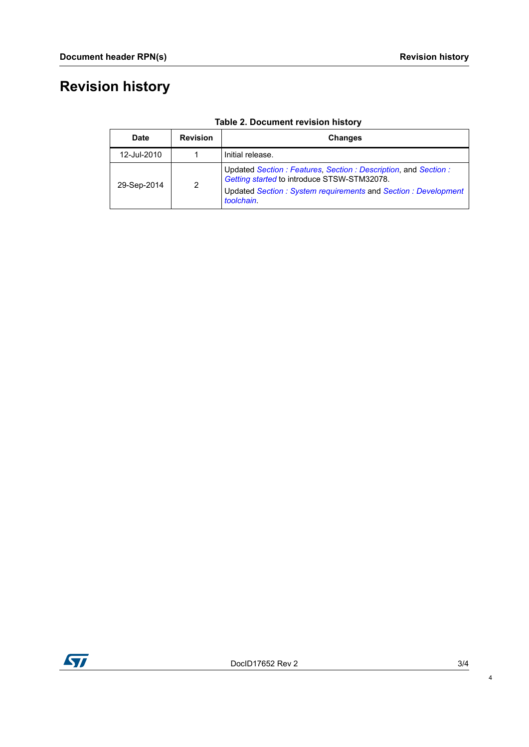# Revision history

**Table 2. Document revision history**

| Date | Revision | Changes |
|---|---|---|
| 12-Jul-2010 | 1 | Initial release. |
| 29-Sep-2014 | 2 | Updated *Section : Features*, *Section : Description*, and *Section : Getting started* to introduce STSW-STM32078.<br>Updated *Section : System requirements* and *Section : Development toolchain*. |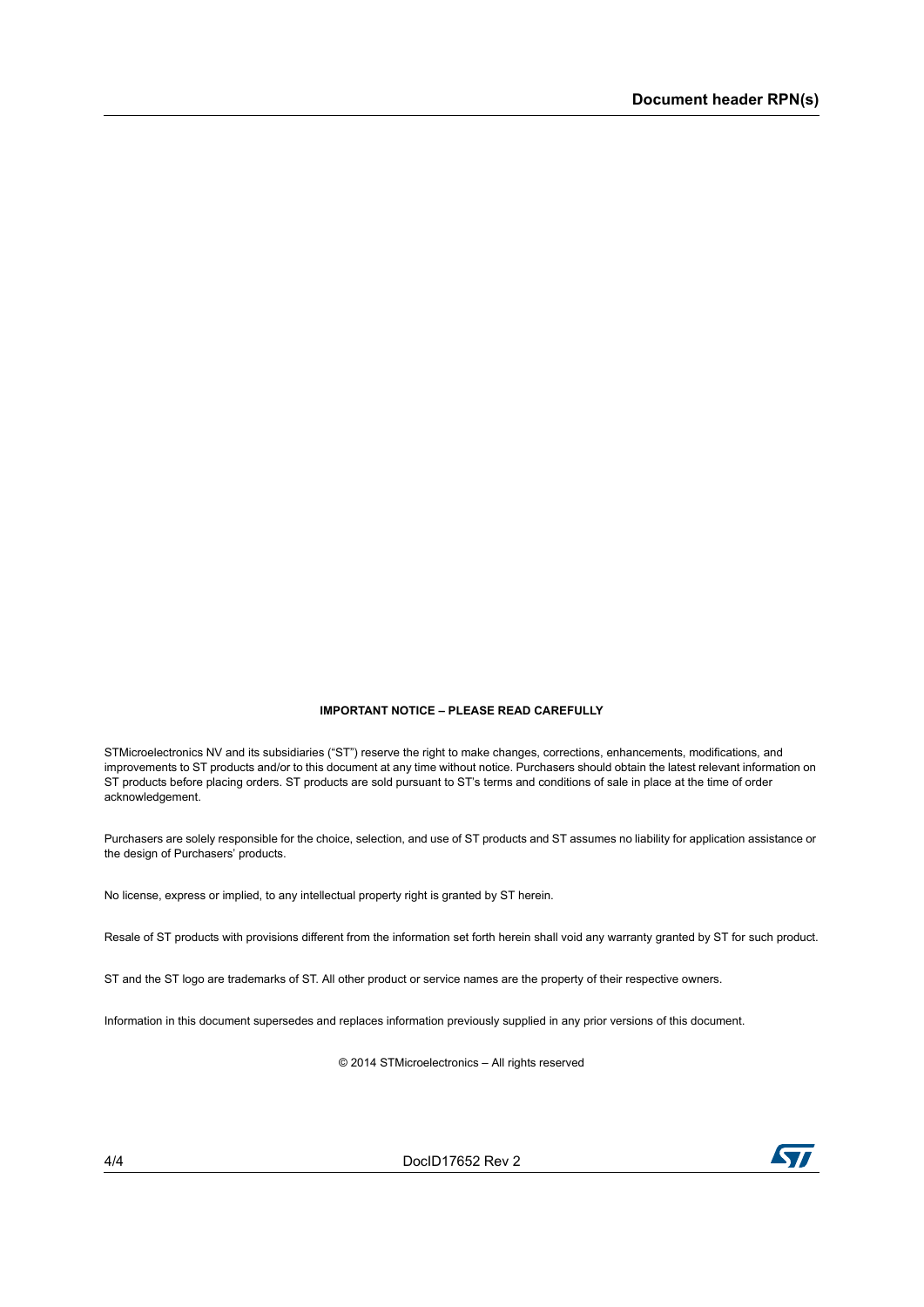**IMPORTANT NOTICE – PLEASE READ CAREFULLY**

STMicroelectronics NV and its subsidiaries (“ST”) reserve the right to make changes, corrections, enhancements, modifications, and improvements to ST products and/or to this document at any time without notice. Purchasers should obtain the latest relevant information on ST products before placing orders. ST products are sold pursuant to ST’s terms and conditions of sale in place at the time of order acknowledgement.

Purchasers are solely responsible for the choice, selection, and use of ST products and ST assumes no liability for application assistance or the design of Purchasers’ products.

No license, express or implied, to any intellectual property right is granted by ST herein.

Resale of ST products with provisions different from the information set forth herein shall void any warranty granted by ST for such product.

ST and the ST logo are trademarks of ST. All other product or service names are the property of their respective owners.

Information in this document supersedes and replaces information previously supplied in any prior versions of this document.

© 2014 STMicroelectronics – All rights reserved